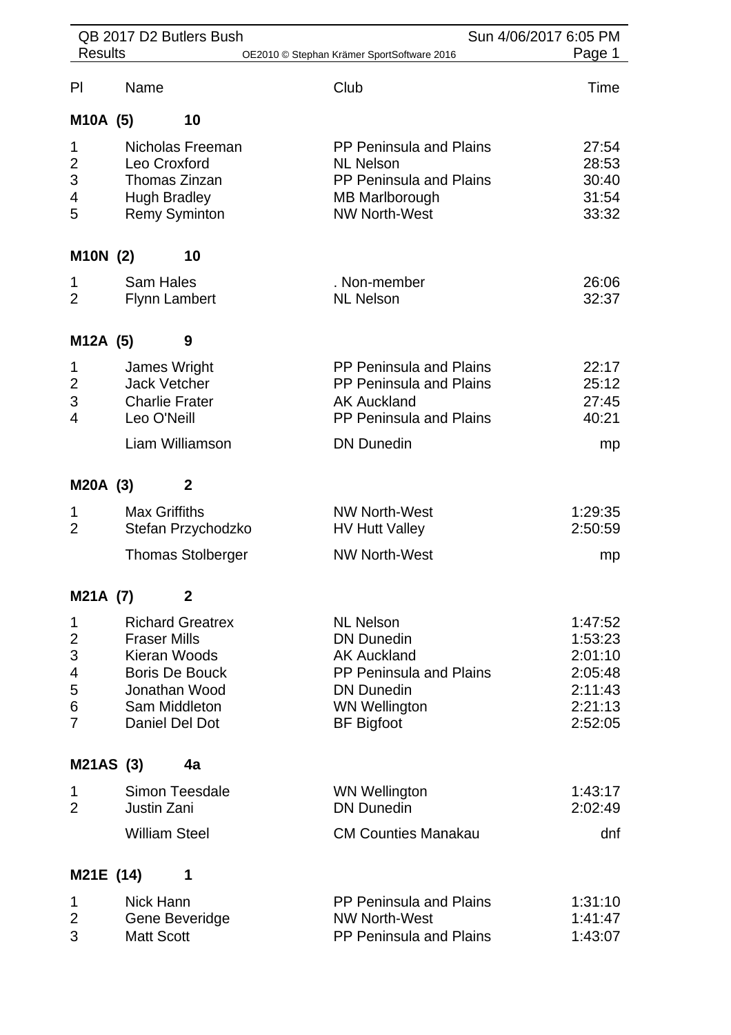QB 2017 D2 Butlers Bush

Results

Sun 4/06/2017 6:05 PM

| Pl | Name | Club | Time |
|---|---|---|---|
| **M10A (5)** | **10** | | |
| 1 | Nicholas Freeman | PP Peninsula and Plains | 27:54 |
| 2 | Leo Croxford | NL Nelson | 28:53 |
| 3 | Thomas Zinzan | PP Peninsula and Plains | 30:40 |
| 4 | Hugh Bradley | MB Marlborough | 31:54 |
| 5 | Remy Syminton | NW North-West | 33:32 |
| **M10N (2)** | **10** | | |
| 1 | Sam Hales | . Non-member | 26:06 |
| 2 | Flynn Lambert | NL Nelson | 32:37 |
| **M12A (5)** | **9** | | |
| 1 | James Wright | PP Peninsula and Plains | 22:17 |
| 2 | Jack Vetcher | PP Peninsula and Plains | 25:12 |
| 3 | Charlie Frater | AK Auckland | 27:45 |
| 4 | Leo O'Neill | PP Peninsula and Plains | 40:21 |
| | Liam Williamson | DN Dunedin | mp |
| **M20A (3)** | **2** | | |
| 1 | Max Griffiths | NW North-West | 1:29:35 |
| 2 | Stefan Przychodzko | HV Hutt Valley | 2:50:59 |
| | Thomas Stolberger | NW North-West | mp |
| **M21A (7)** | **2** | | |
| 1 | Richard Greatrex | NL Nelson | 1:47:52 |
| 2 | Fraser Mills | DN Dunedin | 1:53:23 |
| 3 | Kieran Woods | AK Auckland | 2:01:10 |
| 4 | Boris De Bouck | PP Peninsula and Plains | 2:05:48 |
| 5 | Jonathan Wood | DN Dunedin | 2:11:43 |
| 6 | Sam Middleton | WN Wellington | 2:21:13 |
| 7 | Daniel Del Dot | BF Bigfoot | 2:52:05 |
| **M21AS (3)** | **4a** | | |
| 1 | Simon Teesdale | WN Wellington | 1:43:17 |
| 2 | Justin Zani | DN Dunedin | 2:02:49 |
| | William Steel | CM Counties Manakau | dnf |
| **M21E (14)** | **1** | | |
| 1 | Nick Hann | PP Peninsula and Plains | 1:31:10 |
| 2 | Gene Beveridge | NW North-West | 1:41:47 |
| 3 | Matt Scott | PP Peninsula and Plains | 1:43:07 |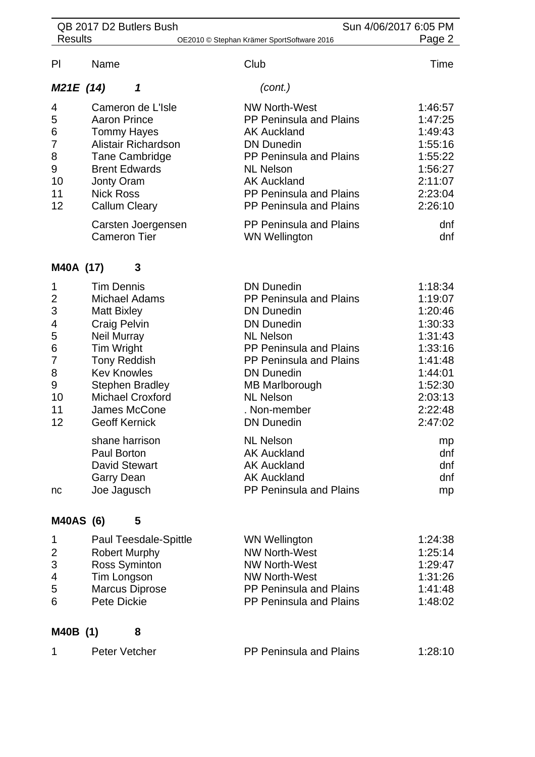| Pl | Name | Club | Time |
|---|---|---|---|
| ***M21E (14)*** | ***1*** | *(cont.)* | |
| 4 | Cameron de L'Isle | NW North-West | 1:46:57 |
| 5 | Aaron Prince | PP Peninsula and Plains | 1:47:25 |
| 6 | Tommy Hayes | AK Auckland | 1:49:43 |
| 7 | Alistair Richardson | DN Dunedin | 1:55:16 |
| 8 | Tane Cambridge | PP Peninsula and Plains | 1:55:22 |
| 9 | Brent Edwards | NL Nelson | 1:56:27 |
| 10 | Jonty Oram | AK Auckland | 2:11:07 |
| 11 | Nick Ross | PP Peninsula and Plains | 2:23:04 |
| 12 | Callum Cleary | PP Peninsula and Plains | 2:26:10 |
| | Carsten Joergensen | PP Peninsula and Plains | dnf |
| | Cameron Tier | WN Wellington | dnf |
| **M40A (17)** | **3** | | |
| 1 | Tim Dennis | DN Dunedin | 1:18:34 |
| 2 | Michael Adams | PP Peninsula and Plains | 1:19:07 |
| 3 | Matt Bixley | DN Dunedin | 1:20:46 |
| 4 | Craig Pelvin | DN Dunedin | 1:30:33 |
| 5 | Neil Murray | NL Nelson | 1:31:43 |
| 6 | Tim Wright | PP Peninsula and Plains | 1:33:16 |
| 7 | Tony Reddish | PP Peninsula and Plains | 1:41:48 |
| 8 | Kev Knowles | DN Dunedin | 1:44:01 |
| 9 | Stephen Bradley | MB Marlborough | 1:52:30 |
| 10 | Michael Croxford | NL Nelson | 2:03:13 |
| 11 | James McCone | . Non-member | 2:22:48 |
| 12 | Geoff Kernick | DN Dunedin | 2:47:02 |
| | shane harrison | NL Nelson | mp |
| | Paul Borton | AK Auckland | dnf |
| | David Stewart | AK Auckland | dnf |
| | Garry Dean | AK Auckland | dnf |
| nc | Joe Jagusch | PP Peninsula and Plains | mp |
| **M40AS (6)** | **5** | | |
| 1 | Paul Teesdale-Spittle | WN Wellington | 1:24:38 |
| 2 | Robert Murphy | NW North-West | 1:25:14 |
| 3 | Ross Syminton | NW North-West | 1:29:47 |
| 4 | Tim Longson | NW North-West | 1:31:26 |
| 5 | Marcus Diprose | PP Peninsula and Plains | 1:41:48 |
| 6 | Pete Dickie | PP Peninsula and Plains | 1:48:02 |
| **M40B (1)** | **8** | | |
| 1 | Peter Vetcher | PP Peninsula and Plains | 1:28:10 |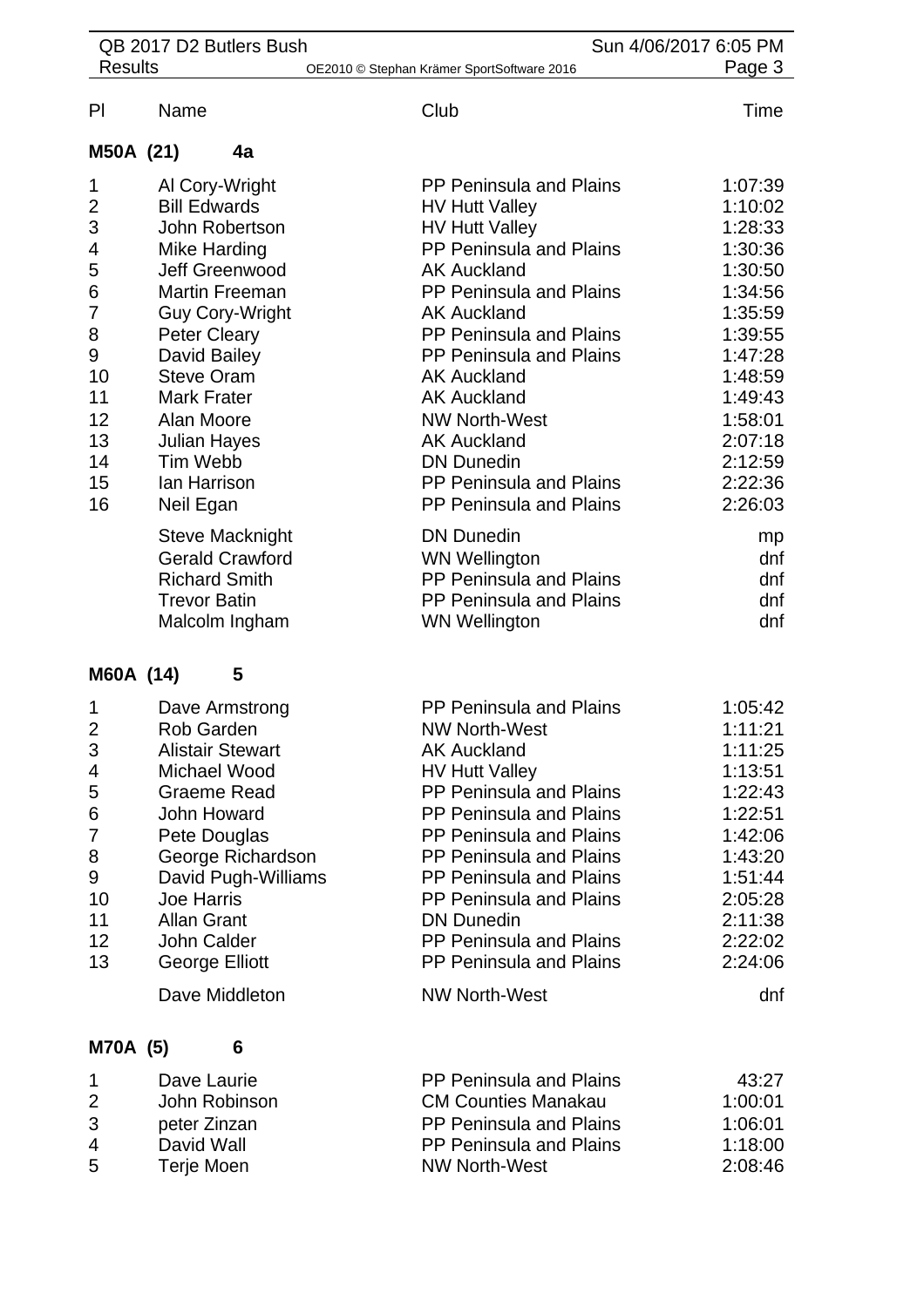| Pl | Name | Club | Time |
|---|---|---|---|

**M50A (21) 4a**

| Pl | Name | Club | Time |
|---|---|---|---|
| 1 | Al Cory-Wright | PP Peninsula and Plains | 1:07:39 |
| 2 | Bill Edwards | HV Hutt Valley | 1:10:02 |
| 3 | John Robertson | HV Hutt Valley | 1:28:33 |
| 4 | Mike Harding | PP Peninsula and Plains | 1:30:36 |
| 5 | Jeff Greenwood | AK Auckland | 1:30:50 |
| 6 | Martin Freeman | PP Peninsula and Plains | 1:34:56 |
| 7 | Guy Cory-Wright | AK Auckland | 1:35:59 |
| 8 | Peter Cleary | PP Peninsula and Plains | 1:39:55 |
| 9 | David Bailey | PP Peninsula and Plains | 1:47:28 |
| 10 | Steve Oram | AK Auckland | 1:48:59 |
| 11 | Mark Frater | AK Auckland | 1:49:43 |
| 12 | Alan Moore | NW North-West | 1:58:01 |
| 13 | Julian Hayes | AK Auckland | 2:07:18 |
| 14 | Tim Webb | DN Dunedin | 2:12:59 |
| 15 | Ian Harrison | PP Peninsula and Plains | 2:22:36 |
| 16 | Neil Egan | PP Peninsula and Plains | 2:26:03 |
| | Steve Macknight | DN Dunedin | mp |
| | Gerald Crawford | WN Wellington | dnf |
| | Richard Smith | PP Peninsula and Plains | dnf |
| | Trevor Batin | PP Peninsula and Plains | dnf |
| | Malcolm Ingham | WN Wellington | dnf |

**M60A (14) 5**

| Pl | Name | Club | Time |
|---|---|---|---|
| 1 | Dave Armstrong | PP Peninsula and Plains | 1:05:42 |
| 2 | Rob Garden | NW North-West | 1:11:21 |
| 3 | Alistair Stewart | AK Auckland | 1:11:25 |
| 4 | Michael Wood | HV Hutt Valley | 1:13:51 |
| 5 | Graeme Read | PP Peninsula and Plains | 1:22:43 |
| 6 | John Howard | PP Peninsula and Plains | 1:22:51 |
| 7 | Pete Douglas | PP Peninsula and Plains | 1:42:06 |
| 8 | George Richardson | PP Peninsula and Plains | 1:43:20 |
| 9 | David Pugh-Williams | PP Peninsula and Plains | 1:51:44 |
| 10 | Joe Harris | PP Peninsula and Plains | 2:05:28 |
| 11 | Allan Grant | DN Dunedin | 2:11:38 |
| 12 | John Calder | PP Peninsula and Plains | 2:22:02 |
| 13 | George Elliott | PP Peninsula and Plains | 2:24:06 |
| | Dave Middleton | NW North-West | dnf |

**M70A (5) 6**

| Pl | Name | Club | Time |
|---|---|---|---|
| 1 | Dave Laurie | PP Peninsula and Plains | 43:27 |
| 2 | John Robinson | CM Counties Manakau | 1:00:01 |
| 3 | peter Zinzan | PP Peninsula and Plains | 1:06:01 |
| 4 | David Wall | PP Peninsula and Plains | 1:18:00 |
| 5 | Terje Moen | NW North-West | 2:08:46 |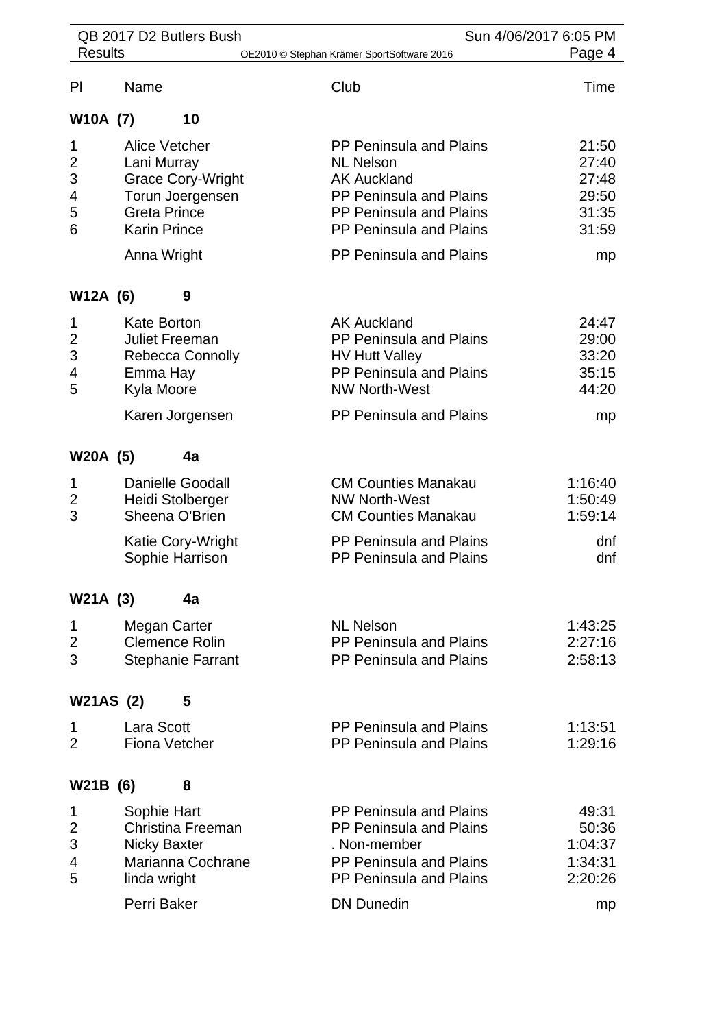| Pl | Name | Club | Time |
|---|---|---|---|

### W10A (7) 10

| Pl | Name | Club | Time |
|---|---|---|---|
| 1 | Alice Vetcher | PP Peninsula and Plains | 21:50 |
| 2 | Lani Murray | NL Nelson | 27:40 |
| 3 | Grace Cory-Wright | AK Auckland | 27:48 |
| 4 | Torun Joergensen | PP Peninsula and Plains | 29:50 |
| 5 | Greta Prince | PP Peninsula and Plains | 31:35 |
| 6 | Karin Prince | PP Peninsula and Plains | 31:59 |
| | Anna Wright | PP Peninsula and Plains | mp |

### W12A (6) 9

| Pl | Name | Club | Time |
|---|---|---|---|
| 1 | Kate Borton | AK Auckland | 24:47 |
| 2 | Juliet Freeman | PP Peninsula and Plains | 29:00 |
| 3 | Rebecca Connolly | HV Hutt Valley | 33:20 |
| 4 | Emma Hay | PP Peninsula and Plains | 35:15 |
| 5 | Kyla Moore | NW North-West | 44:20 |
| | Karen Jorgensen | PP Peninsula and Plains | mp |

### W20A (5) 4a

| Pl | Name | Club | Time |
|---|---|---|---|
| 1 | Danielle Goodall | CM Counties Manakau | 1:16:40 |
| 2 | Heidi Stolberger | NW North-West | 1:50:49 |
| 3 | Sheena O'Brien | CM Counties Manakau | 1:59:14 |
| | Katie Cory-Wright | PP Peninsula and Plains | dnf |
| | Sophie Harrison | PP Peninsula and Plains | dnf |

### W21A (3) 4a

| Pl | Name | Club | Time |
|---|---|---|---|
| 1 | Megan Carter | NL Nelson | 1:43:25 |
| 2 | Clemence Rolin | PP Peninsula and Plains | 2:27:16 |
| 3 | Stephanie Farrant | PP Peninsula and Plains | 2:58:13 |

### W21AS (2) 5

| Pl | Name | Club | Time |
|---|---|---|---|
| 1 | Lara Scott | PP Peninsula and Plains | 1:13:51 |
| 2 | Fiona Vetcher | PP Peninsula and Plains | 1:29:16 |

### W21B (6) 8

| Pl | Name | Club | Time |
|---|---|---|---|
| 1 | Sophie Hart | PP Peninsula and Plains | 49:31 |
| 2 | Christina Freeman | PP Peninsula and Plains | 50:36 |
| 3 | Nicky Baxter | . Non-member | 1:04:37 |
| 4 | Marianna Cochrane | PP Peninsula and Plains | 1:34:31 |
| 5 | linda wright | PP Peninsula and Plains | 2:20:26 |
| | Perri Baker | DN Dunedin | mp |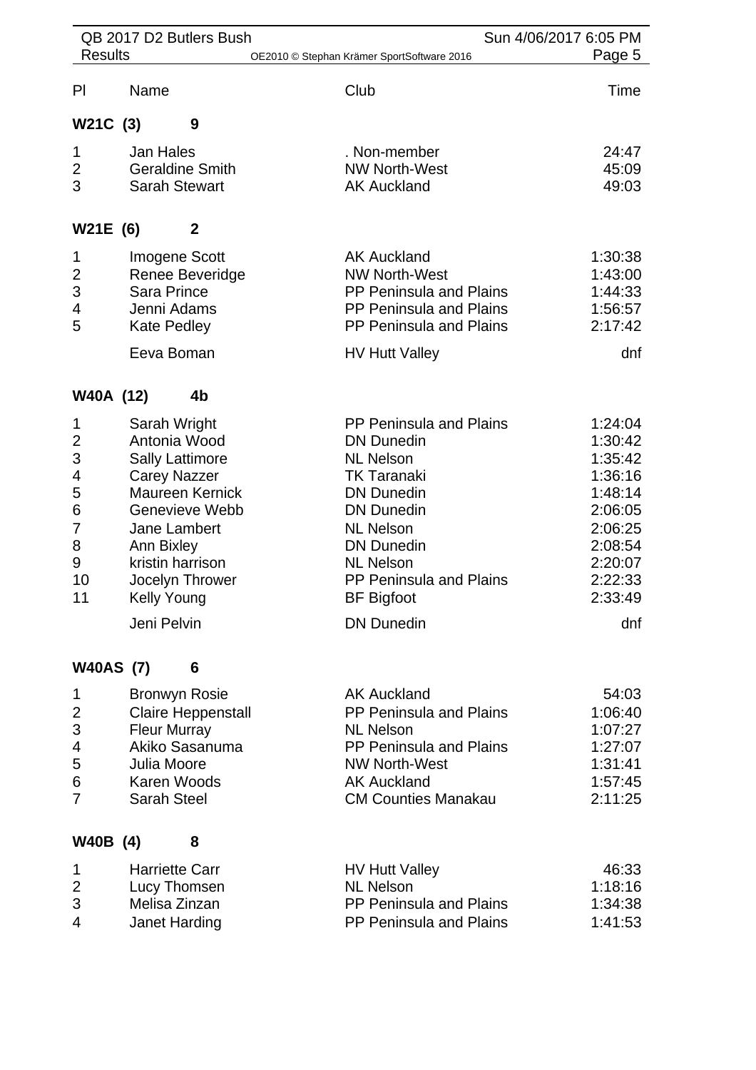| Pl | Name | Club | Time |
|---|---|---|---|

### W21C (3) 9

| Pl | Name | Club | Time |
|---|---|---|---|
| 1 | Jan Hales | . Non-member | 24:47 |
| 2 | Geraldine Smith | NW North-West | 45:09 |
| 3 | Sarah Stewart | AK Auckland | 49:03 |

### W21E (6) 2

| Pl | Name | Club | Time |
|---|---|---|---|
| 1 | Imogene Scott | AK Auckland | 1:30:38 |
| 2 | Renee Beveridge | NW North-West | 1:43:00 |
| 3 | Sara Prince | PP Peninsula and Plains | 1:44:33 |
| 4 | Jenni Adams | PP Peninsula and Plains | 1:56:57 |
| 5 | Kate Pedley | PP Peninsula and Plains | 2:17:42 |
| | Eeva Boman | HV Hutt Valley | dnf |

### W40A (12) 4b

| Pl | Name | Club | Time |
|---|---|---|---|
| 1 | Sarah Wright | PP Peninsula and Plains | 1:24:04 |
| 2 | Antonia Wood | DN Dunedin | 1:30:42 |
| 3 | Sally Lattimore | NL Nelson | 1:35:42 |
| 4 | Carey Nazzer | TK Taranaki | 1:36:16 |
| 5 | Maureen Kernick | DN Dunedin | 1:48:14 |
| 6 | Genevieve Webb | DN Dunedin | 2:06:05 |
| 7 | Jane Lambert | NL Nelson | 2:06:25 |
| 8 | Ann Bixley | DN Dunedin | 2:08:54 |
| 9 | kristin harrison | NL Nelson | 2:20:07 |
| 10 | Jocelyn Thrower | PP Peninsula and Plains | 2:22:33 |
| 11 | Kelly Young | BF Bigfoot | 2:33:49 |
| | Jeni Pelvin | DN Dunedin | dnf |

### W40AS (7) 6

| Pl | Name | Club | Time |
|---|---|---|---|
| 1 | Bronwyn Rosie | AK Auckland | 54:03 |
| 2 | Claire Heppenstall | PP Peninsula and Plains | 1:06:40 |
| 3 | Fleur Murray | NL Nelson | 1:07:27 |
| 4 | Akiko Sasanuma | PP Peninsula and Plains | 1:27:07 |
| 5 | Julia Moore | NW North-West | 1:31:41 |
| 6 | Karen Woods | AK Auckland | 1:57:45 |
| 7 | Sarah Steel | CM Counties Manakau | 2:11:25 |

### W40B (4) 8

| Pl | Name | Club | Time |
|---|---|---|---|
| 1 | Harriette Carr | HV Hutt Valley | 46:33 |
| 2 | Lucy Thomsen | NL Nelson | 1:18:16 |
| 3 | Melisa Zinzan | PP Peninsula and Plains | 1:34:38 |
| 4 | Janet Harding | PP Peninsula and Plains | 1:41:53 |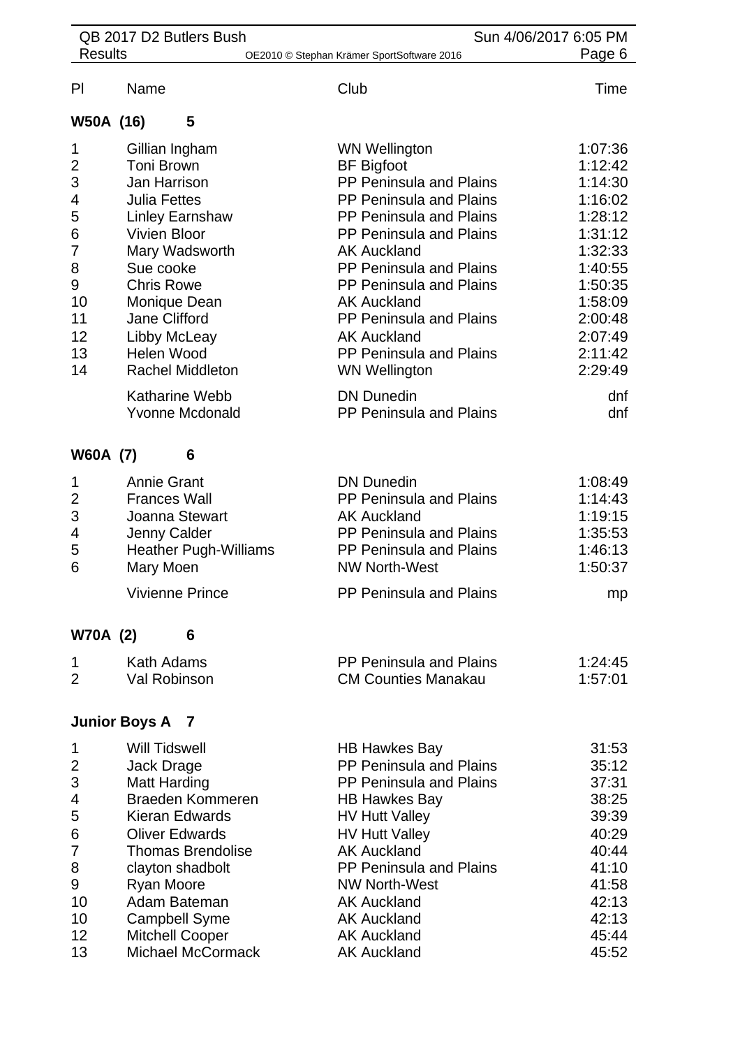| Pl | Name | Club | Time |
|---|---|---|---|

### W50A (16) 5

| Pl | Name | Club | Time |
|---|---|---|---|
| 1 | Gillian Ingham | WN Wellington | 1:07:36 |
| 2 | Toni Brown | BF Bigfoot | 1:12:42 |
| 3 | Jan Harrison | PP Peninsula and Plains | 1:14:30 |
| 4 | Julia Fettes | PP Peninsula and Plains | 1:16:02 |
| 5 | Linley Earnshaw | PP Peninsula and Plains | 1:28:12 |
| 6 | Vivien Bloor | PP Peninsula and Plains | 1:31:12 |
| 7 | Mary Wadsworth | AK Auckland | 1:32:33 |
| 8 | Sue cooke | PP Peninsula and Plains | 1:40:55 |
| 9 | Chris Rowe | PP Peninsula and Plains | 1:50:35 |
| 10 | Monique Dean | AK Auckland | 1:58:09 |
| 11 | Jane Clifford | PP Peninsula and Plains | 2:00:48 |
| 12 | Libby McLeay | AK Auckland | 2:07:49 |
| 13 | Helen Wood | PP Peninsula and Plains | 2:11:42 |
| 14 | Rachel Middleton | WN Wellington | 2:29:49 |
| | Katharine Webb | DN Dunedin | dnf |
| | Yvonne Mcdonald | PP Peninsula and Plains | dnf |

### W60A (7) 6

| Pl | Name | Club | Time |
|---|---|---|---|
| 1 | Annie Grant | DN Dunedin | 1:08:49 |
| 2 | Frances Wall | PP Peninsula and Plains | 1:14:43 |
| 3 | Joanna Stewart | AK Auckland | 1:19:15 |
| 4 | Jenny Calder | PP Peninsula and Plains | 1:35:53 |
| 5 | Heather Pugh-Williams | PP Peninsula and Plains | 1:46:13 |
| 6 | Mary Moen | NW North-West | 1:50:37 |
| | Vivienne Prince | PP Peninsula and Plains | mp |

### W70A (2) 6

| Pl | Name | Club | Time |
|---|---|---|---|
| 1 | Kath Adams | PP Peninsula and Plains | 1:24:45 |
| 2 | Val Robinson | CM Counties Manakau | 1:57:01 |

### Junior Boys A 7

| Pl | Name | Club | Time |
|---|---|---|---|
| 1 | Will Tidswell | HB Hawkes Bay | 31:53 |
| 2 | Jack Drage | PP Peninsula and Plains | 35:12 |
| 3 | Matt Harding | PP Peninsula and Plains | 37:31 |
| 4 | Braeden Kommeren | HB Hawkes Bay | 38:25 |
| 5 | Kieran Edwards | HV Hutt Valley | 39:39 |
| 6 | Oliver Edwards | HV Hutt Valley | 40:29 |
| 7 | Thomas Brendolise | AK Auckland | 40:44 |
| 8 | clayton shadbolt | PP Peninsula and Plains | 41:10 |
| 9 | Ryan Moore | NW North-West | 41:58 |
| 10 | Adam Bateman | AK Auckland | 42:13 |
| 10 | Campbell Syme | AK Auckland | 42:13 |
| 12 | Mitchell Cooper | AK Auckland | 45:44 |
| 13 | Michael McCormack | AK Auckland | 45:52 |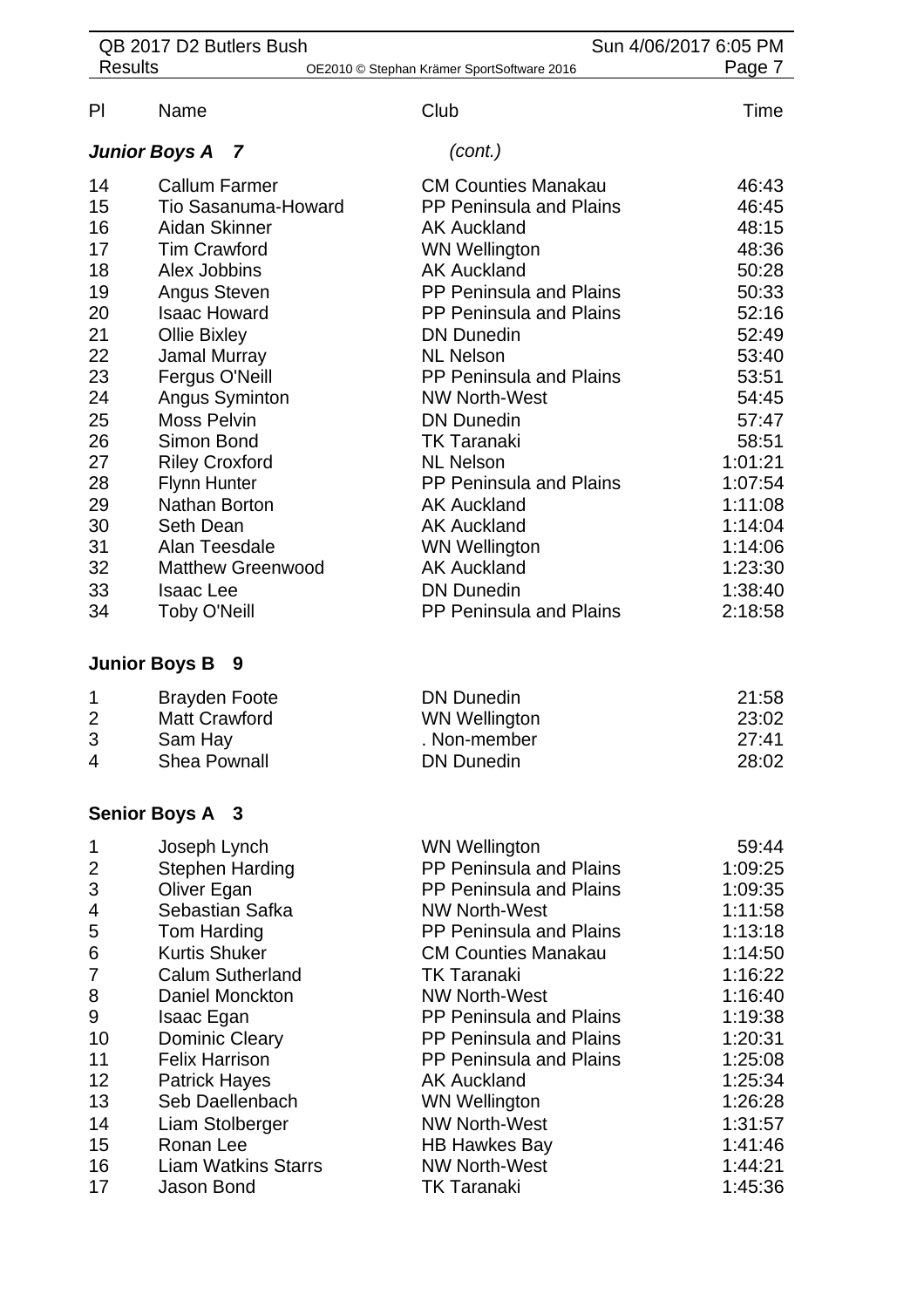| Pl | Name | Club | Time |
|---|---|---|---|

***Junior Boys A 7*** *(cont.)*

| Pl | Name | Club | Time |
|---|---|---|---|
| 14 | Callum Farmer | CM Counties Manakau | 46:43 |
| 15 | Tio Sasanuma-Howard | PP Peninsula and Plains | 46:45 |
| 16 | Aidan Skinner | AK Auckland | 48:15 |
| 17 | Tim Crawford | WN Wellington | 48:36 |
| 18 | Alex Jobbins | AK Auckland | 50:28 |
| 19 | Angus Steven | PP Peninsula and Plains | 50:33 |
| 20 | Isaac Howard | PP Peninsula and Plains | 52:16 |
| 21 | Ollie Bixley | DN Dunedin | 52:49 |
| 22 | Jamal Murray | NL Nelson | 53:40 |
| 23 | Fergus O'Neill | PP Peninsula and Plains | 53:51 |
| 24 | Angus Syminton | NW North-West | 54:45 |
| 25 | Moss Pelvin | DN Dunedin | 57:47 |
| 26 | Simon Bond | TK Taranaki | 58:51 |
| 27 | Riley Croxford | NL Nelson | 1:01:21 |
| 28 | Flynn Hunter | PP Peninsula and Plains | 1:07:54 |
| 29 | Nathan Borton | AK Auckland | 1:11:08 |
| 30 | Seth Dean | AK Auckland | 1:14:04 |
| 31 | Alan Teesdale | WN Wellington | 1:14:06 |
| 32 | Matthew Greenwood | AK Auckland | 1:23:30 |
| 33 | Isaac Lee | DN Dunedin | 1:38:40 |
| 34 | Toby O'Neill | PP Peninsula and Plains | 2:18:58 |

**Junior Boys B 9**

| Pl | Name | Club | Time |
|---|---|---|---|
| 1 | Brayden Foote | DN Dunedin | 21:58 |
| 2 | Matt Crawford | WN Wellington | 23:02 |
| 3 | Sam Hay | . Non-member | 27:41 |
| 4 | Shea Pownall | DN Dunedin | 28:02 |

**Senior Boys A 3**

| Pl | Name | Club | Time |
|---|---|---|---|
| 1 | Joseph Lynch | WN Wellington | 59:44 |
| 2 | Stephen Harding | PP Peninsula and Plains | 1:09:25 |
| 3 | Oliver Egan | PP Peninsula and Plains | 1:09:35 |
| 4 | Sebastian Safka | NW North-West | 1:11:58 |
| 5 | Tom Harding | PP Peninsula and Plains | 1:13:18 |
| 6 | Kurtis Shuker | CM Counties Manakau | 1:14:50 |
| 7 | Calum Sutherland | TK Taranaki | 1:16:22 |
| 8 | Daniel Monckton | NW North-West | 1:16:40 |
| 9 | Isaac Egan | PP Peninsula and Plains | 1:19:38 |
| 10 | Dominic Cleary | PP Peninsula and Plains | 1:20:31 |
| 11 | Felix Harrison | PP Peninsula and Plains | 1:25:08 |
| 12 | Patrick Hayes | AK Auckland | 1:25:34 |
| 13 | Seb Daellenbach | WN Wellington | 1:26:28 |
| 14 | Liam Stolberger | NW North-West | 1:31:57 |
| 15 | Ronan Lee | HB Hawkes Bay | 1:41:46 |
| 16 | Liam Watkins Starrs | NW North-West | 1:44:21 |
| 17 | Jason Bond | TK Taranaki | 1:45:36 |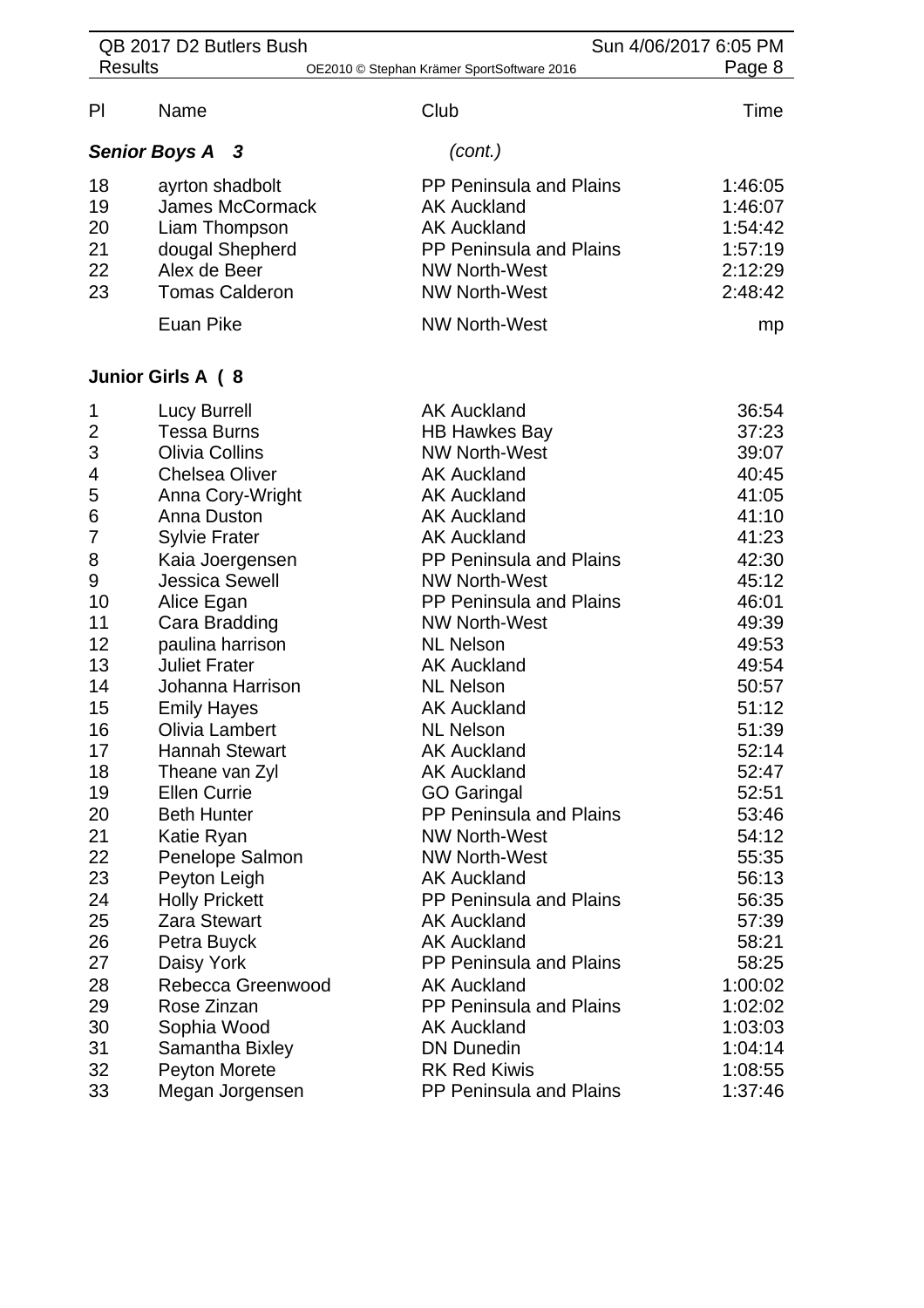| Pl | Name | Club | Time |
|---|---|---|---|

***Senior Boys A 3*** *(cont.)*

| Pl | Name | Club | Time |
|---|---|---|---|
| 18 | ayrton shadbolt | PP Peninsula and Plains | 1:46:05 |
| 19 | James McCormack | AK Auckland | 1:46:07 |
| 20 | Liam Thompson | AK Auckland | 1:54:42 |
| 21 | dougal Shepherd | PP Peninsula and Plains | 1:57:19 |
| 22 | Alex de Beer | NW North-West | 2:12:29 |
| 23 | Tomas Calderon | NW North-West | 2:48:42 |
|  | Euan Pike | NW North-West | mp |

**Junior Girls A ( 8**

| Pl | Name | Club | Time |
|---|---|---|---|
| 1 | Lucy Burrell | AK Auckland | 36:54 |
| 2 | Tessa Burns | HB Hawkes Bay | 37:23 |
| 3 | Olivia Collins | NW North-West | 39:07 |
| 4 | Chelsea Oliver | AK Auckland | 40:45 |
| 5 | Anna Cory-Wright | AK Auckland | 41:05 |
| 6 | Anna Duston | AK Auckland | 41:10 |
| 7 | Sylvie Frater | AK Auckland | 41:23 |
| 8 | Kaia Joergensen | PP Peninsula and Plains | 42:30 |
| 9 | Jessica Sewell | NW North-West | 45:12 |
| 10 | Alice Egan | PP Peninsula and Plains | 46:01 |
| 11 | Cara Bradding | NW North-West | 49:39 |
| 12 | paulina harrison | NL Nelson | 49:53 |
| 13 | Juliet Frater | AK Auckland | 49:54 |
| 14 | Johanna Harrison | NL Nelson | 50:57 |
| 15 | Emily Hayes | AK Auckland | 51:12 |
| 16 | Olivia Lambert | NL Nelson | 51:39 |
| 17 | Hannah Stewart | AK Auckland | 52:14 |
| 18 | Theane van Zyl | AK Auckland | 52:47 |
| 19 | Ellen Currie | GO Garingal | 52:51 |
| 20 | Beth Hunter | PP Peninsula and Plains | 53:46 |
| 21 | Katie Ryan | NW North-West | 54:12 |
| 22 | Penelope Salmon | NW North-West | 55:35 |
| 23 | Peyton Leigh | AK Auckland | 56:13 |
| 24 | Holly Prickett | PP Peninsula and Plains | 56:35 |
| 25 | Zara Stewart | AK Auckland | 57:39 |
| 26 | Petra Buyck | AK Auckland | 58:21 |
| 27 | Daisy York | PP Peninsula and Plains | 58:25 |
| 28 | Rebecca Greenwood | AK Auckland | 1:00:02 |
| 29 | Rose Zinzan | PP Peninsula and Plains | 1:02:02 |
| 30 | Sophia Wood | AK Auckland | 1:03:03 |
| 31 | Samantha Bixley | DN Dunedin | 1:04:14 |
| 32 | Peyton Morete | RK Red Kiwis | 1:08:55 |
| 33 | Megan Jorgensen | PP Peninsula and Plains | 1:37:46 |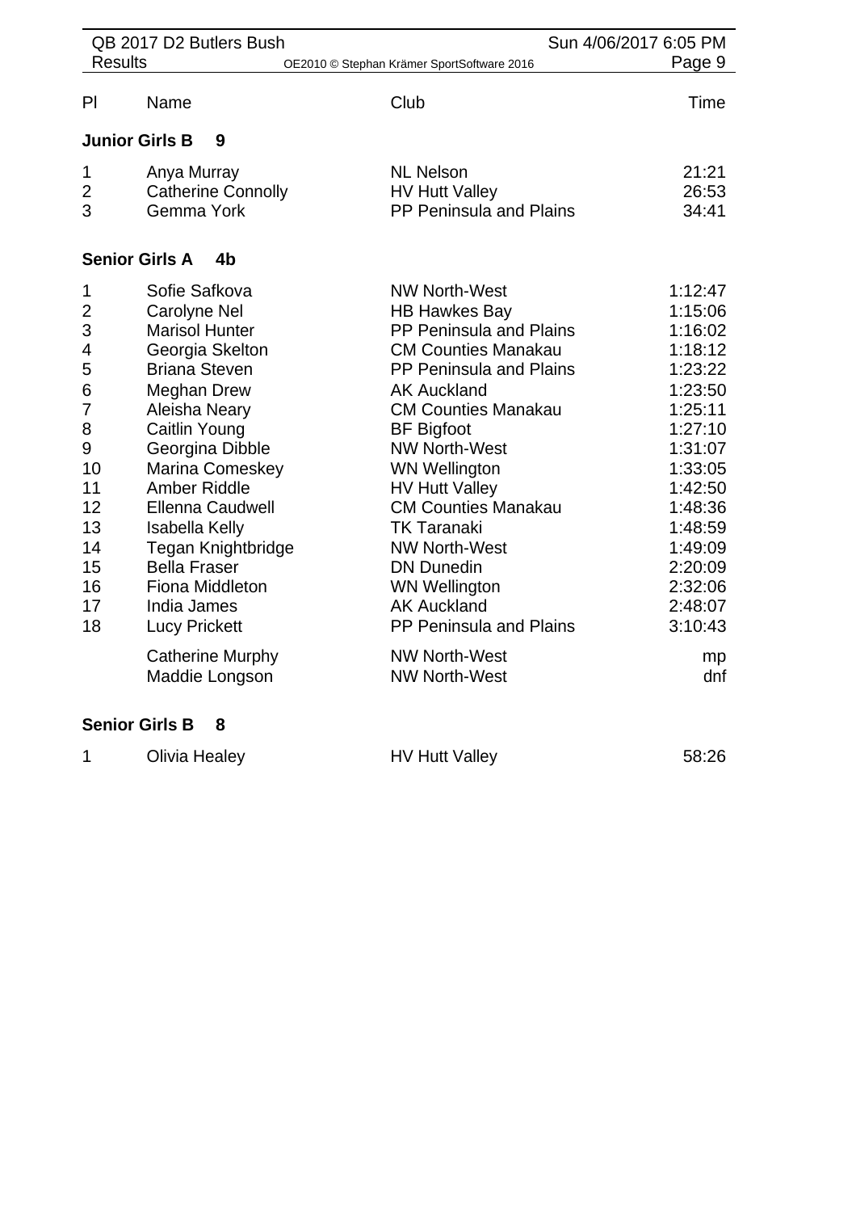| Pl | Name | Club | Time |
|---|---|---|---|

### Junior Girls B 9

| Pl | Name | Club | Time |
|---|---|---|---|
| 1 | Anya Murray | NL Nelson | 21:21 |
| 2 | Catherine Connolly | HV Hutt Valley | 26:53 |
| 3 | Gemma York | PP Peninsula and Plains | 34:41 |

### Senior Girls A 4b

| Pl | Name | Club | Time |
|---|---|---|---|
| 1 | Sofie Safkova | NW North-West | 1:12:47 |
| 2 | Carolyne Nel | HB Hawkes Bay | 1:15:06 |
| 3 | Marisol Hunter | PP Peninsula and Plains | 1:16:02 |
| 4 | Georgia Skelton | CM Counties Manakau | 1:18:12 |
| 5 | Briana Steven | PP Peninsula and Plains | 1:23:22 |
| 6 | Meghan Drew | AK Auckland | 1:23:50 |
| 7 | Aleisha Neary | CM Counties Manakau | 1:25:11 |
| 8 | Caitlin Young | BF Bigfoot | 1:27:10 |
| 9 | Georgina Dibble | NW North-West | 1:31:07 |
| 10 | Marina Comeskey | WN Wellington | 1:33:05 |
| 11 | Amber Riddle | HV Hutt Valley | 1:42:50 |
| 12 | Ellenna Caudwell | CM Counties Manakau | 1:48:36 |
| 13 | Isabella Kelly | TK Taranaki | 1:48:59 |
| 14 | Tegan Knightbridge | NW North-West | 1:49:09 |
| 15 | Bella Fraser | DN Dunedin | 2:20:09 |
| 16 | Fiona Middleton | WN Wellington | 2:32:06 |
| 17 | India James | AK Auckland | 2:48:07 |
| 18 | Lucy Prickett | PP Peninsula and Plains | 3:10:43 |
| | Catherine Murphy | NW North-West | mp |
| | Maddie Longson | NW North-West | dnf |

### Senior Girls B 8

| Pl | Name | Club | Time |
|---|---|---|---|
| 1 | Olivia Healey | HV Hutt Valley | 58:26 |